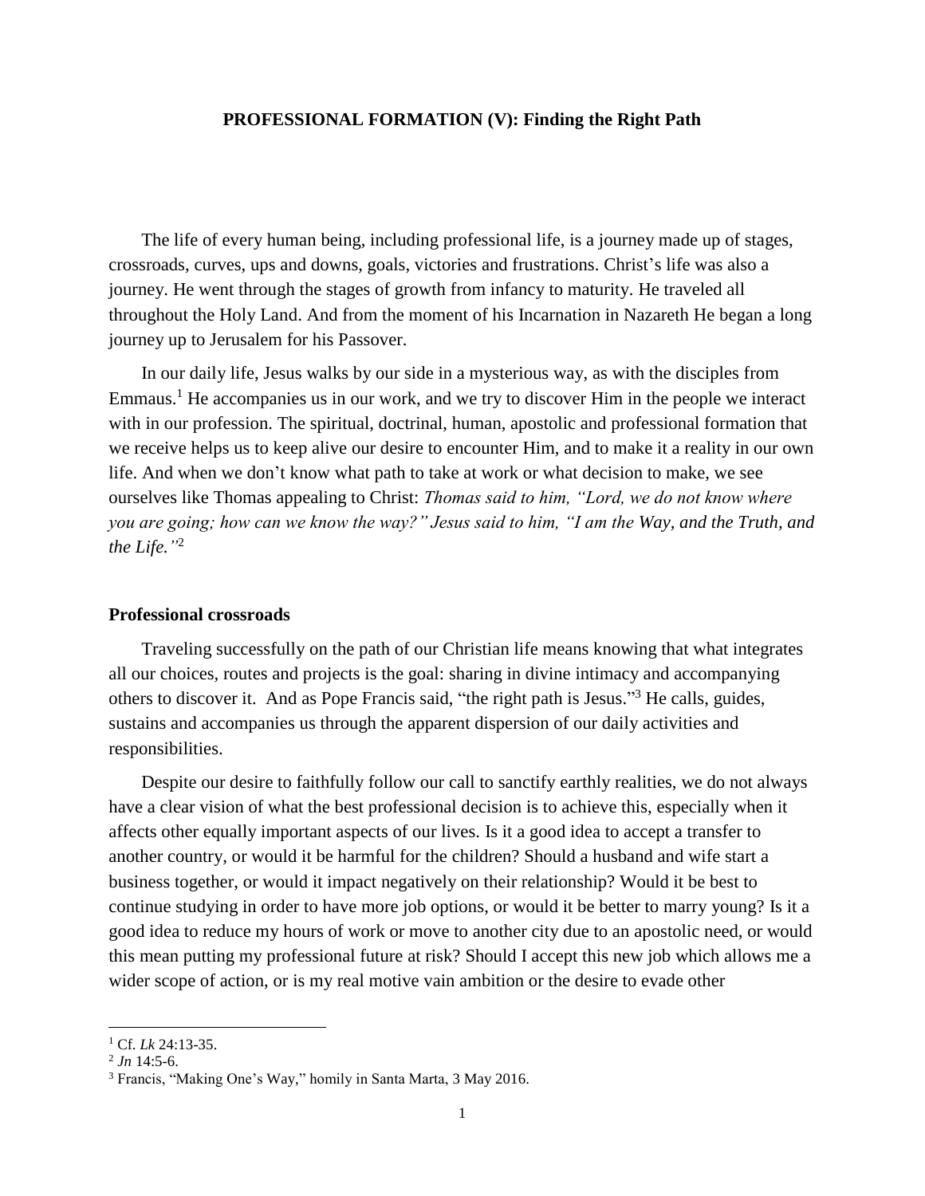# PROFESSIONAL FORMATION (V): Finding the Right Path

The life of every human being, including professional life, is a journey made up of stages, crossroads, curves, ups and downs, goals, victories and frustrations. Christ's life was also a journey. He went through the stages of growth from infancy to maturity. He traveled all throughout the Holy Land. And from the moment of his Incarnation in Nazareth He began a long journey up to Jerusalem for his Passover.

In our daily life, Jesus walks by our side in a mysterious way, as with the disciples from Emmaus.[1] He accompanies us in our work, and we try to discover Him in the people we interact with in our profession. The spiritual, doctrinal, human, apostolic and professional formation that we receive helps us to keep alive our desire to encounter Him, and to make it a reality in our own life. And when we don't know what path to take at work or what decision to make, we see ourselves like Thomas appealing to Christ: *Thomas said to him, "Lord, we do not know where you are going; how can we know the way?" Jesus said to him, "I am the Way, and the Truth, and the Life."*[2]

## Professional crossroads

Traveling successfully on the path of our Christian life means knowing that what integrates all our choices, routes and projects is the goal: sharing in divine intimacy and accompanying others to discover it. And as Pope Francis said, "the right path is Jesus."[3] He calls, guides, sustains and accompanies us through the apparent dispersion of our daily activities and responsibilities.

Despite our desire to faithfully follow our call to sanctify earthly realities, we do not always have a clear vision of what the best professional decision is to achieve this, especially when it affects other equally important aspects of our lives. Is it a good idea to accept a transfer to another country, or would it be harmful for the children? Should a husband and wife start a business together, or would it impact negatively on their relationship? Would it be best to continue studying in order to have more job options, or would it be better to marry young? Is it a good idea to reduce my hours of work or move to another city due to an apostolic need, or would this mean putting my professional future at risk? Should I accept this new job which allows me a wider scope of action, or is my real motive vain ambition or the desire to evade other

---

[1] Cf. *Lk* 24:13-35.

[2] *Jn* 14:5-6.

[3] Francis, "Making One's Way," homily in Santa Marta, 3 May 2016.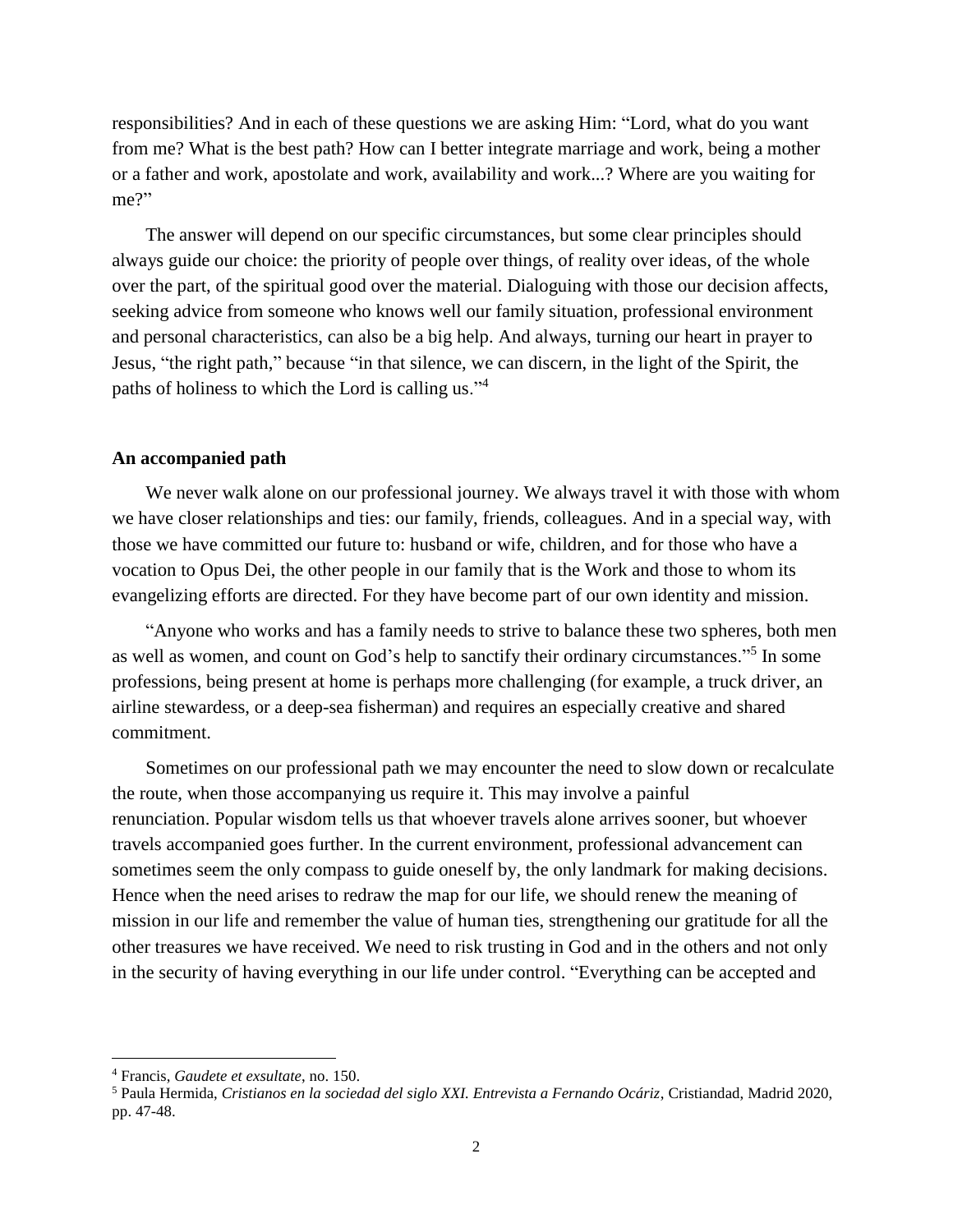responsibilities? And in each of these questions we are asking Him: "Lord, what do you want from me? What is the best path? How can I better integrate marriage and work, being a mother or a father and work, apostolate and work, availability and work...? Where are you waiting for me?"

The answer will depend on our specific circumstances, but some clear principles should always guide our choice: the priority of people over things, of reality over ideas, of the whole over the part, of the spiritual good over the material. Dialoguing with those our decision affects, seeking advice from someone who knows well our family situation, professional environment and personal characteristics, can also be a big help. And always, turning our heart in prayer to Jesus, "the right path," because "in that silence, we can discern, in the light of the Spirit, the paths of holiness to which the Lord is calling us."[4]

**An accompanied path**

We never walk alone on our professional journey. We always travel it with those with whom we have closer relationships and ties: our family, friends, colleagues. And in a special way, with those we have committed our future to: husband or wife, children, and for those who have a vocation to Opus Dei, the other people in our family that is the Work and those to whom its evangelizing efforts are directed. For they have become part of our own identity and mission.

"Anyone who works and has a family needs to strive to balance these two spheres, both men as well as women, and count on God's help to sanctify their ordinary circumstances."[5] In some professions, being present at home is perhaps more challenging (for example, a truck driver, an airline stewardess, or a deep-sea fisherman) and requires an especially creative and shared commitment.

Sometimes on our professional path we may encounter the need to slow down or recalculate the route, when those accompanying us require it. This may involve a painful renunciation. Popular wisdom tells us that whoever travels alone arrives sooner, but whoever travels accompanied goes further. In the current environment, professional advancement can sometimes seem the only compass to guide oneself by, the only landmark for making decisions. Hence when the need arises to redraw the map for our life, we should renew the meaning of mission in our life and remember the value of human ties, strengthening our gratitude for all the other treasures we have received. We need to risk trusting in God and in the others and not only in the security of having everything in our life under control. "Everything can be accepted and

---

[4] Francis, *Gaudete et exsultate*, no. 150.

[5] Paula Hermida, *Cristianos en la sociedad del siglo XXI. Entrevista a Fernando Ocáriz*, Cristiandad, Madrid 2020, pp. 47-48.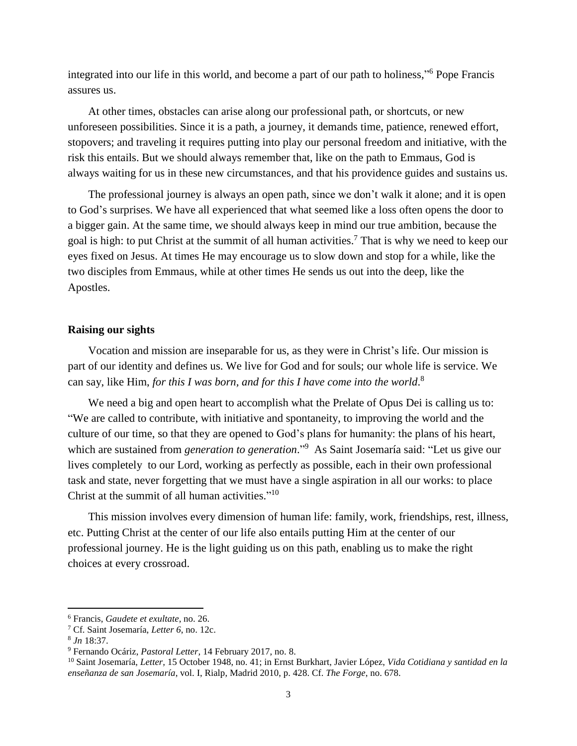integrated into our life in this world, and become a part of our path to holiness,"[6] Pope Francis assures us.

At other times, obstacles can arise along our professional path, or shortcuts, or new unforeseen possibilities. Since it is a path, a journey, it demands time, patience, renewed effort, stopovers; and traveling it requires putting into play our personal freedom and initiative, with the risk this entails. But we should always remember that, like on the path to Emmaus, God is always waiting for us in these new circumstances, and that his providence guides and sustains us.

The professional journey is always an open path, since we don't walk it alone; and it is open to God's surprises. We have all experienced that what seemed like a loss often opens the door to a bigger gain. At the same time, we should always keep in mind our true ambition, because the goal is high: to put Christ at the summit of all human activities.[7] That is why we need to keep our eyes fixed on Jesus. At times He may encourage us to slow down and stop for a while, like the two disciples from Emmaus, while at other times He sends us out into the deep, like the Apostles.

**Raising our sights**

Vocation and mission are inseparable for us, as they were in Christ's life. Our mission is part of our identity and defines us. We live for God and for souls; our whole life is service. We can say, like Him, *for this I was born, and for this I have come into the world*.[8]

We need a big and open heart to accomplish what the Prelate of Opus Dei is calling us to: "We are called to contribute, with initiative and spontaneity, to improving the world and the culture of our time, so that they are opened to God's plans for humanity: the plans of his heart, which are sustained from *generation to generation*."[9] As Saint Josemaría said: "Let us give our lives completely to our Lord, working as perfectly as possible, each in their own professional task and state, never forgetting that we must have a single aspiration in all our works: to place Christ at the summit of all human activities."[10]

This mission involves every dimension of human life: family, work, friendships, rest, illness, etc. Putting Christ at the center of our life also entails putting Him at the center of our professional journey. He is the light guiding us on this path, enabling us to make the right choices at every crossroad.

---

[6] Francis, *Gaudete et exultate*, no. 26.

[7] Cf. Saint Josemaría, *Letter 6*, no. 12c.

[8] *Jn* 18:37.

[9] Fernando Ocáriz, *Pastoral Letter*, 14 February 2017, no. 8.

[10] Saint Josemaría, *Letter*, 15 October 1948, no. 41; in Ernst Burkhart, Javier López, *Vida Cotidiana y santidad en la enseñanza de san Josemaría*, vol. I, Rialp, Madrid 2010, p. 428. Cf. *The Forge*, no. 678.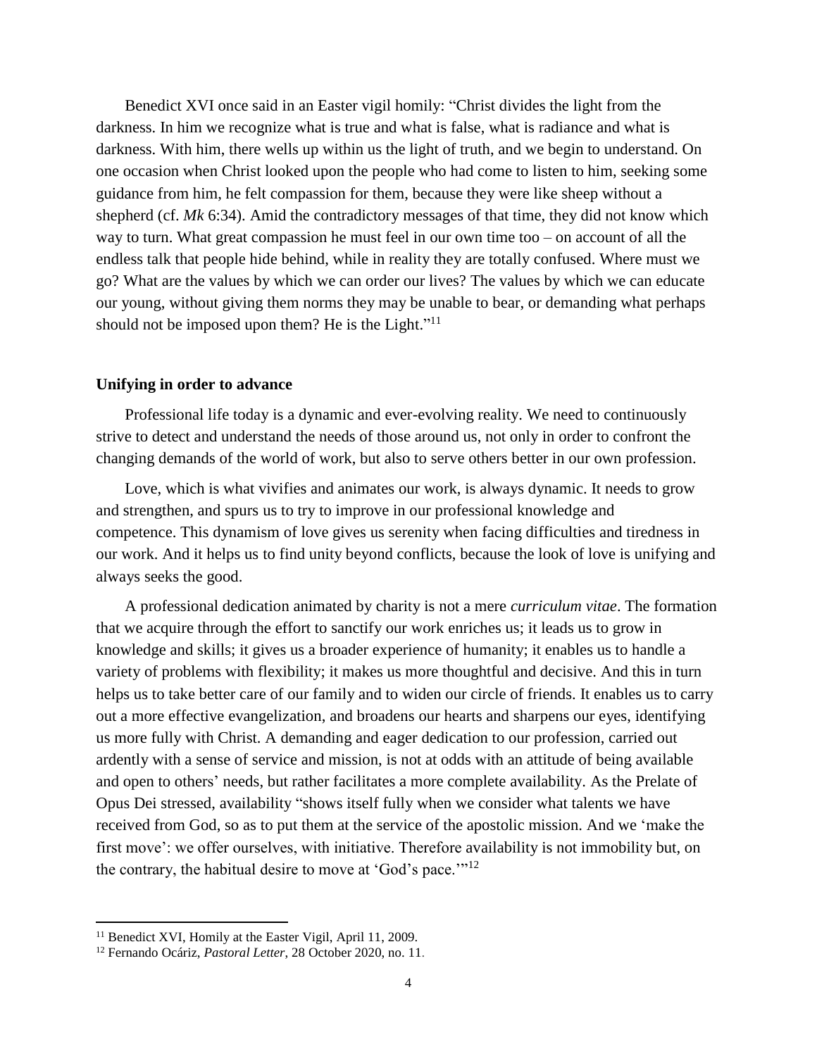Benedict XVI once said in an Easter vigil homily: “Christ divides the light from the darkness. In him we recognize what is true and what is false, what is radiance and what is darkness. With him, there wells up within us the light of truth, and we begin to understand. On one occasion when Christ looked upon the people who had come to listen to him, seeking some guidance from him, he felt compassion for them, because they were like sheep without a shepherd (cf. *Mk* 6:34). Amid the contradictory messages of that time, they did not know which way to turn. What great compassion he must feel in our own time too – on account of all the endless talk that people hide behind, while in reality they are totally confused. Where must we go? What are the values by which we can order our lives? The values by which we can educate our young, without giving them norms they may be unable to bear, or demanding what perhaps should not be imposed upon them? He is the Light.”[11]

## Unifying in order to advance

Professional life today is a dynamic and ever-evolving reality. We need to continuously strive to detect and understand the needs of those around us, not only in order to confront the changing demands of the world of work, but also to serve others better in our own profession.

Love, which is what vivifies and animates our work, is always dynamic. It needs to grow and strengthen, and spurs us to try to improve in our professional knowledge and competence. This dynamism of love gives us serenity when facing difficulties and tiredness in our work. And it helps us to find unity beyond conflicts, because the look of love is unifying and always seeks the good.

A professional dedication animated by charity is not a mere *curriculum vitae*. The formation that we acquire through the effort to sanctify our work enriches us; it leads us to grow in knowledge and skills; it gives us a broader experience of humanity; it enables us to handle a variety of problems with flexibility; it makes us more thoughtful and decisive. And this in turn helps us to take better care of our family and to widen our circle of friends. It enables us to carry out a more effective evangelization, and broadens our hearts and sharpens our eyes, identifying us more fully with Christ. A demanding and eager dedication to our profession, carried out ardently with a sense of service and mission, is not at odds with an attitude of being available and open to others’ needs, but rather facilitates a more complete availability. As the Prelate of Opus Dei stressed, availability “shows itself fully when we consider what talents we have received from God, so as to put them at the service of the apostolic mission. And we ‘make the first move’: we offer ourselves, with initiative. Therefore availability is not immobility but, on the contrary, the habitual desire to move at ‘God’s pace.’”[12]

---

[11] Benedict XVI, Homily at the Easter Vigil, April 11, 2009.

[12] Fernando Ocáriz, *Pastoral Letter*, 28 October 2020, no. 11.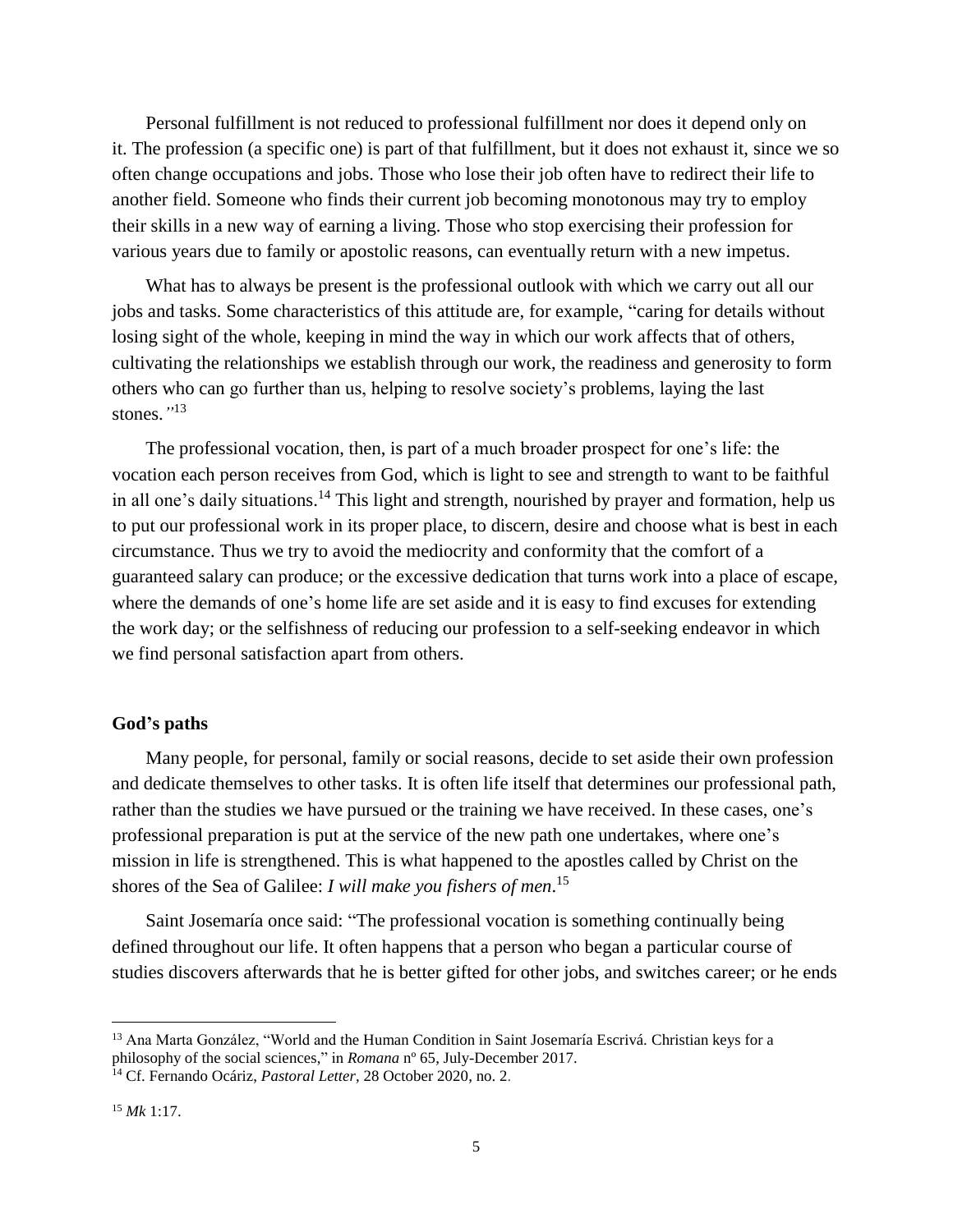Personal fulfillment is not reduced to professional fulfillment nor does it depend only on it. The profession (a specific one) is part of that fulfillment, but it does not exhaust it, since we so often change occupations and jobs. Those who lose their job often have to redirect their life to another field. Someone who finds their current job becoming monotonous may try to employ their skills in a new way of earning a living. Those who stop exercising their profession for various years due to family or apostolic reasons, can eventually return with a new impetus.

What has to always be present is the professional outlook with which we carry out all our jobs and tasks. Some characteristics of this attitude are, for example, "caring for details without losing sight of the whole, keeping in mind the way in which our work affects that of others, cultivating the relationships we establish through our work, the readiness and generosity to form others who can go further than us, helping to resolve society's problems, laying the last stones."[13]

The professional vocation, then, is part of a much broader prospect for one's life: the vocation each person receives from God, which is light to see and strength to want to be faithful in all one's daily situations.[14] This light and strength, nourished by prayer and formation, help us to put our professional work in its proper place, to discern, desire and choose what is best in each circumstance. Thus we try to avoid the mediocrity and conformity that the comfort of a guaranteed salary can produce; or the excessive dedication that turns work into a place of escape, where the demands of one's home life are set aside and it is easy to find excuses for extending the work day; or the selfishness of reducing our profession to a self-seeking endeavor in which we find personal satisfaction apart from others.

**God's paths**

Many people, for personal, family or social reasons, decide to set aside their own profession and dedicate themselves to other tasks. It is often life itself that determines our professional path, rather than the studies we have pursued or the training we have received. In these cases, one's professional preparation is put at the service of the new path one undertakes, where one's mission in life is strengthened. This is what happened to the apostles called by Christ on the shores of the Sea of Galilee: *I will make you fishers of men*.[15]

Saint Josemaría once said: "The professional vocation is something continually being defined throughout our life. It often happens that a person who began a particular course of studies discovers afterwards that he is better gifted for other jobs, and switches career; or he ends

---

[13] Ana Marta González, "World and the Human Condition in Saint Josemaría Escrivá. Christian keys for a philosophy of the social sciences," in *Romana* nº 65, July-December 2017.

[14] Cf. Fernando Ocáriz, *Pastoral Letter*, 28 October 2020, no. 2.

[15] *Mk* 1:17.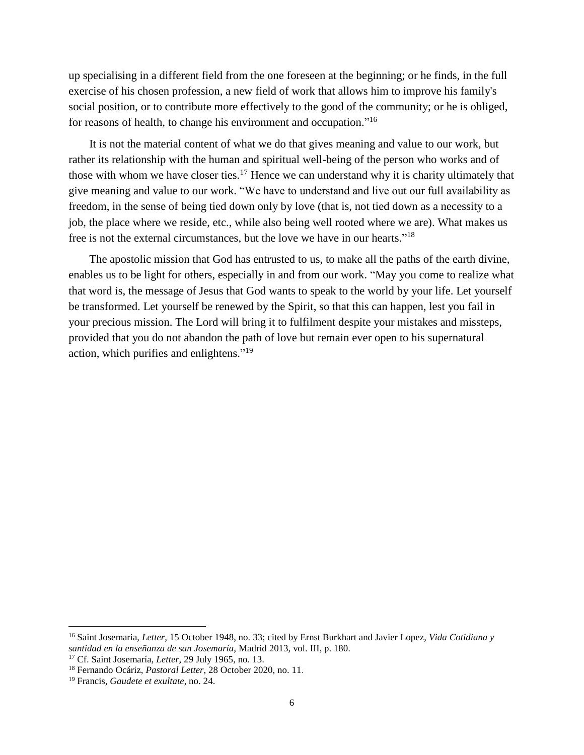up specialising in a different field from the one foreseen at the beginning; or he finds, in the full exercise of his chosen profession, a new field of work that allows him to improve his family's social position, or to contribute more effectively to the good of the community; or he is obliged, for reasons of health, to change his environment and occupation."[16]

It is not the material content of what we do that gives meaning and value to our work, but rather its relationship with the human and spiritual well-being of the person who works and of those with whom we have closer ties.[17] Hence we can understand why it is charity ultimately that give meaning and value to our work. "We have to understand and live out our full availability as freedom, in the sense of being tied down only by love (that is, not tied down as a necessity to a job, the place where we reside, etc., while also being well rooted where we are). What makes us free is not the external circumstances, but the love we have in our hearts."[18]

The apostolic mission that God has entrusted to us, to make all the paths of the earth divine, enables us to be light for others, especially in and from our work. "May you come to realize what that word is, the message of Jesus that God wants to speak to the world by your life. Let yourself be transformed. Let yourself be renewed by the Spirit, so that this can happen, lest you fail in your precious mission. The Lord will bring it to fulfilment despite your mistakes and missteps, provided that you do not abandon the path of love but remain ever open to his supernatural action, which purifies and enlightens."[19]

---

[16] Saint Josemaria, *Letter*, 15 October 1948, no. 33; cited by Ernst Burkhart and Javier Lopez, *Vida Cotidiana y santidad en la enseñanza de san Josemaría,* Madrid 2013, vol. III, p. 180.

[17] Cf. Saint Josemaría, *Letter*, 29 July 1965, no. 13.

[18] Fernando Ocáriz, *Pastoral Letter*, 28 October 2020, no. 11.

[19] Francis, *Gaudete et exultate*, no. 24.